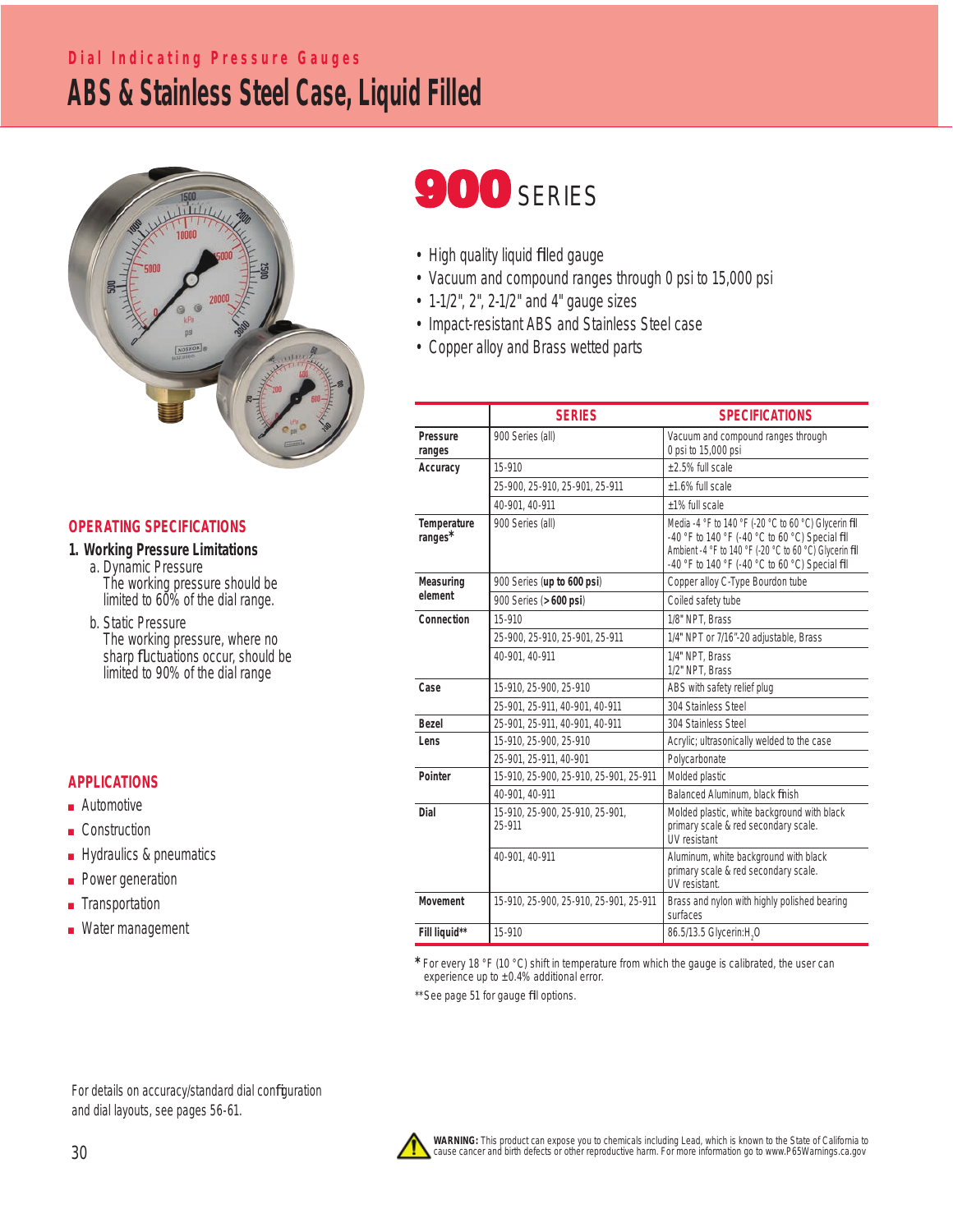Dial Indicating Pressure Gauges

# ABS & Stainless Steel Case, Liquid Filled

## 900 SERIES

- High quality liquid filled gauge
- Vacuum and compound ranges through 0 psi to 15,000 psi
- 1-1/2", 2", 2-1/2" and 4" gauge sizes
- Impact-resistant ABS and Stainless Steel case
- Copper alloy and Brass wetted parts

| | SERIES | SPECIFICATIONS |
|---|---|---|
| **Pressure ranges** | 900 Series (all) | Vacuum and compound ranges through 0 psi to 15,000 psi |
| **Accuracy** | 15-910 | ±2.5% full scale |
| | 25-900, 25-910, 25-901, 25-911 | ±1.6% full scale |
| | 40-901, 40-911 | ±1% full scale |
| **Temperature ranges*** | 900 Series (all) | Media -4 °F to 140 °F (-20 °C to 60 °C) Glycerin fill<br>-40 °F to 140 °F (-40 °C to 60 °C) Special fill<br>Ambient -4 °F to 140 °F (-20 °C to 60 °C) Glycerin fill<br>-40 °F to 140 °F (-40 °C to 60 °C) Special fill |
| **Measuring element** | 900 Series (**up to 600 psi**) | Copper alloy C-Type Bourdon tube |
| | 900 Series (**> 600 psi**) | Coiled safety tube |
| **Connection** | 15-910 | 1/8" NPT, Brass |
| | 25-900, 25-910, 25-901, 25-911 | 1/4" NPT or 7/16"-20 adjustable, Brass |
| | 40-901, 40-911 | 1/4" NPT, Brass<br>1/2" NPT, Brass |
| **Case** | 15-910, 25-900, 25-910 | ABS with safety relief plug |
| | 25-901, 25-911, 40-901, 40-911 | 304 Stainless Steel |
| **Bezel** | 25-901, 25-911, 40-901, 40-911 | 304 Stainless Steel |
| **Lens** | 15-910, 25-900, 25-910 | Acrylic; ultrasonically welded to the case |
| | 25-901, 25-911, 40-901 | Polycarbonate |
| **Pointer** | 15-910, 25-900, 25-910, 25-901, 25-911 | Molded plastic |
| | 40-901, 40-911 | Balanced Aluminum, black finish |
| **Dial** | 15-910, 25-900, 25-910, 25-901, 25-911 | Molded plastic, white background with black primary scale & red secondary scale. UV resistant |
| | 40-901, 40-911 | Aluminum, white background with black primary scale & red secondary scale. UV resistant. |
| **Movement** | 15-910, 25-900, 25-910, 25-901, 25-911 | Brass and nylon with highly polished bearing surfaces |
| **Fill liquid**** | 15-910 | 86.5/13.5 Glycerin:$H_2O$ |

* For every 18 °F (10 °C) shift in temperature from which the gauge is calibrated, the user can experience up to ±0.4% additional error.

**See page 51 for gauge fill options.

## OPERATING SPECIFICATIONS

### 1. Working Pressure Limitations

a. Dynamic Pressure
The working pressure should be limited to 60% of the dial range.

b. Static Pressure
The working pressure, where no sharp fluctuations occur, should be limited to 90% of the dial range

## APPLICATIONS

- Automotive
- Construction
- Hydraulics & pneumatics
- Power generation
- Transportation
- Water management

For details on accuracy/standard dial configuration and dial layouts, see pages 56-61.

**WARNING:** This product can expose you to chemicals including Lead, which is known to the State of California to cause cancer and birth defects or other reproductive harm. For more information go to www.P65Warnings.ca.gov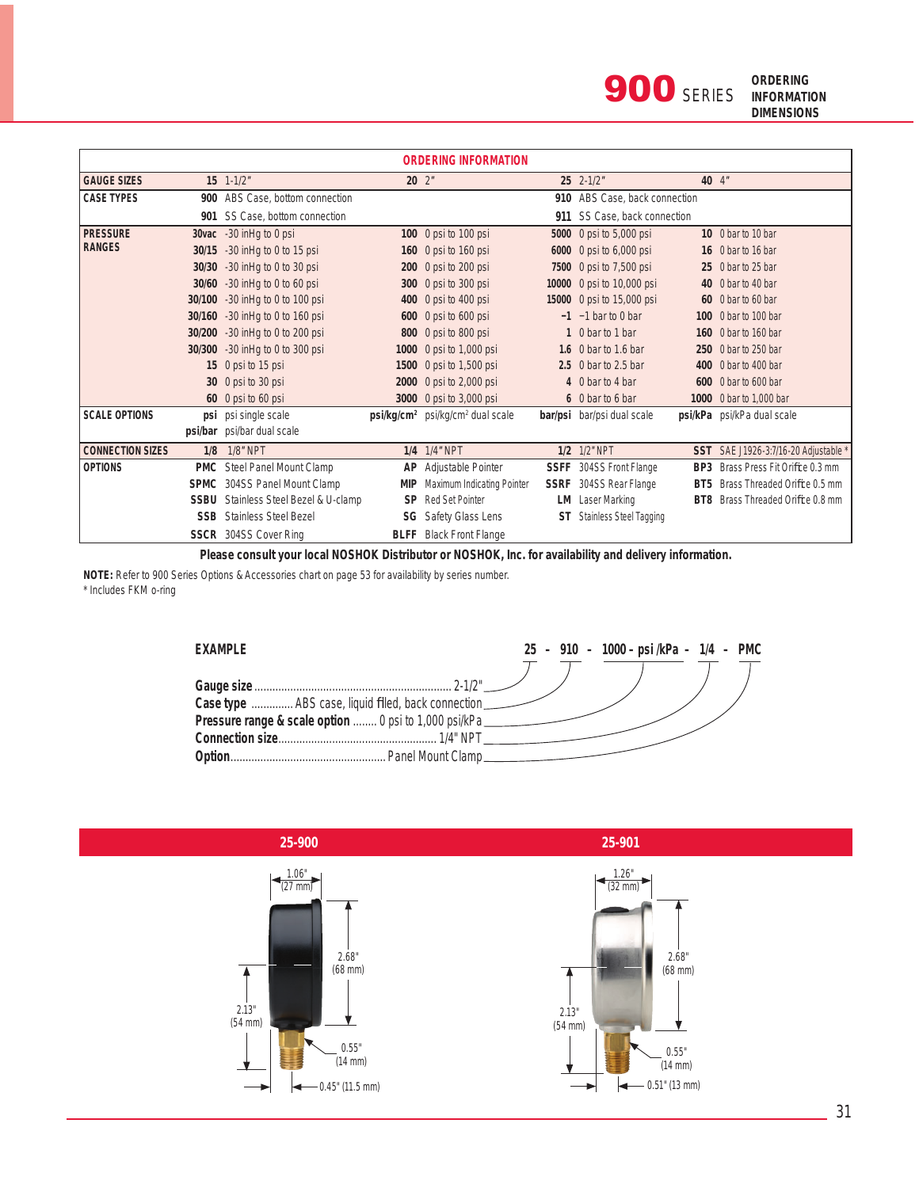# 900 SERIES

ORDERING INFORMATION
DIMENSIONS

| ORDERING INFORMATION | | | | | | | | |
|---|---|---|---|---|---|---|---|---|
| **GAUGE SIZES** | **15** | 1-1/2" | **20** | 2" | **25** | 2-1/2" | **40** | 4" |
| **CASE TYPES** | **900** | ABS Case, bottom connection | | | **910** | ABS Case, back connection | | |
| | **901** | SS Case, bottom connection | | | **911** | SS Case, back connection | | |
| **PRESSURE RANGES** | **30vac** | -30 inHg to 0 psi | **100** | 0 psi to 100 psi | **5000** | 0 psi to 5,000 psi | **10** | 0 bar to 10 bar |
| | **30/15** | -30 inHg to 0 to 15 psi | **160** | 0 psi to 160 psi | **6000** | 0 psi to 6,000 psi | **16** | 0 bar to 16 bar |
| | **30/30** | -30 inHg to 0 to 30 psi | **200** | 0 psi to 200 psi | **7500** | 0 psi to 7,500 psi | **25** | 0 bar to 25 bar |
| | **30/60** | -30 inHg to 0 to 60 psi | **300** | 0 psi to 300 psi | **10000** | 0 psi to 10,000 psi | **40** | 0 bar to 40 bar |
| | **30/100** | -30 inHg to 0 to 100 psi | **400** | 0 psi to 400 psi | **15000** | 0 psi to 15,000 psi | **60** | 0 bar to 60 bar |
| | **30/160** | -30 inHg to 0 to 160 psi | **600** | 0 psi to 600 psi | **-1** | −1 bar to 0 bar | **100** | 0 bar to 100 bar |
| | **30/200** | -30 inHg to 0 to 200 psi | **800** | 0 psi to 800 psi | **1** | 0 bar to 1 bar | **160** | 0 bar to 160 bar |
| | **30/300** | -30 inHg to 0 to 300 psi | **1000** | 0 psi to 1,000 psi | **1.6** | 0 bar to 1.6 bar | **250** | 0 bar to 250 bar |
| | **15** | 0 psi to 15 psi | **1500** | 0 psi to 1,500 psi | **2.5** | 0 bar to 2.5 bar | **400** | 0 bar to 400 bar |
| | **30** | 0 psi to 30 psi | **2000** | 0 psi to 2,000 psi | **4** | 0 bar to 4 bar | **600** | 0 bar to 600 bar |
| | **60** | 0 psi to 60 psi | **3000** | 0 psi to 3,000 psi | **6** | 0 bar to 6 bar | **1000** | 0 bar to 1,000 bar |
| **SCALE OPTIONS** | **psi** | psi single scale | **psi/kg/cm²** | psi/kg/cm² dual scale | **bar/psi** | bar/psi dual scale | **psi/kPa** | psi/kPa dual scale |
| | **psi/bar** | psi/bar dual scale | | | | | | |
| **CONNECTION SIZES** | **1/8** | 1/8" NPT | **1/4** | 1/4" NPT | **1/2** | 1/2" NPT | **SST** | SAE J1926-3:7/16-20 Adjustable * |
| **OPTIONS** | **PMC** | Steel Panel Mount Clamp | **AP** | Adjustable Pointer | **SSFF** | 304SS Front Flange | **BP3** | Brass Press Fit Orifice 0.3 mm |
| | **SPMC** | 304SS Panel Mount Clamp | **MIP** | Maximum Indicating Pointer | **SSRF** | 304SS Rear Flange | **BT5** | Brass Threaded Orifice 0.5 mm |
| | **SSBU** | Stainless Steel Bezel & U-clamp | **SP** | Red Set Pointer | **LM** | Laser Marking | **BT8** | Brass Threaded Orifice 0.8 mm |
| | **SSB** | Stainless Steel Bezel | **SG** | Safety Glass Lens | **ST** | Stainless Steel Tagging | | |
| | **SSCR** | 304SS Cover Ring | **BLFF** | Black Front Flange | | | | |

**Please consult your local NOSHOK Distributor or NOSHOK, Inc. for availability and delivery information.**

**NOTE:** Refer to 900 Series Options & Accessories chart on page 53 for availability by series number.
\* Includes FKM o-ring

**EXAMPLE** 25 - 910 - 1000 - psi /kPa - 1/4 - PMC

**Gauge size** ........ 2-1/2"
**Case type** ........ ABS case, liquid filled, back connection
**Pressure range & scale option** ........ 0 psi to 1,000 psi/kPa
**Connection size** ........ 1/4" NPT
**Option** ........ Panel Mount Clamp

## 25-900

1.06" (27 mm); 2.68" (68 mm); 2.13" (54 mm); 0.55" (14 mm); 0.45" (11.5 mm)

## 25-901

1.26" (32 mm); 2.68" (68 mm); 2.13" (54 mm); 0.55" (14 mm); 0.51" (13 mm)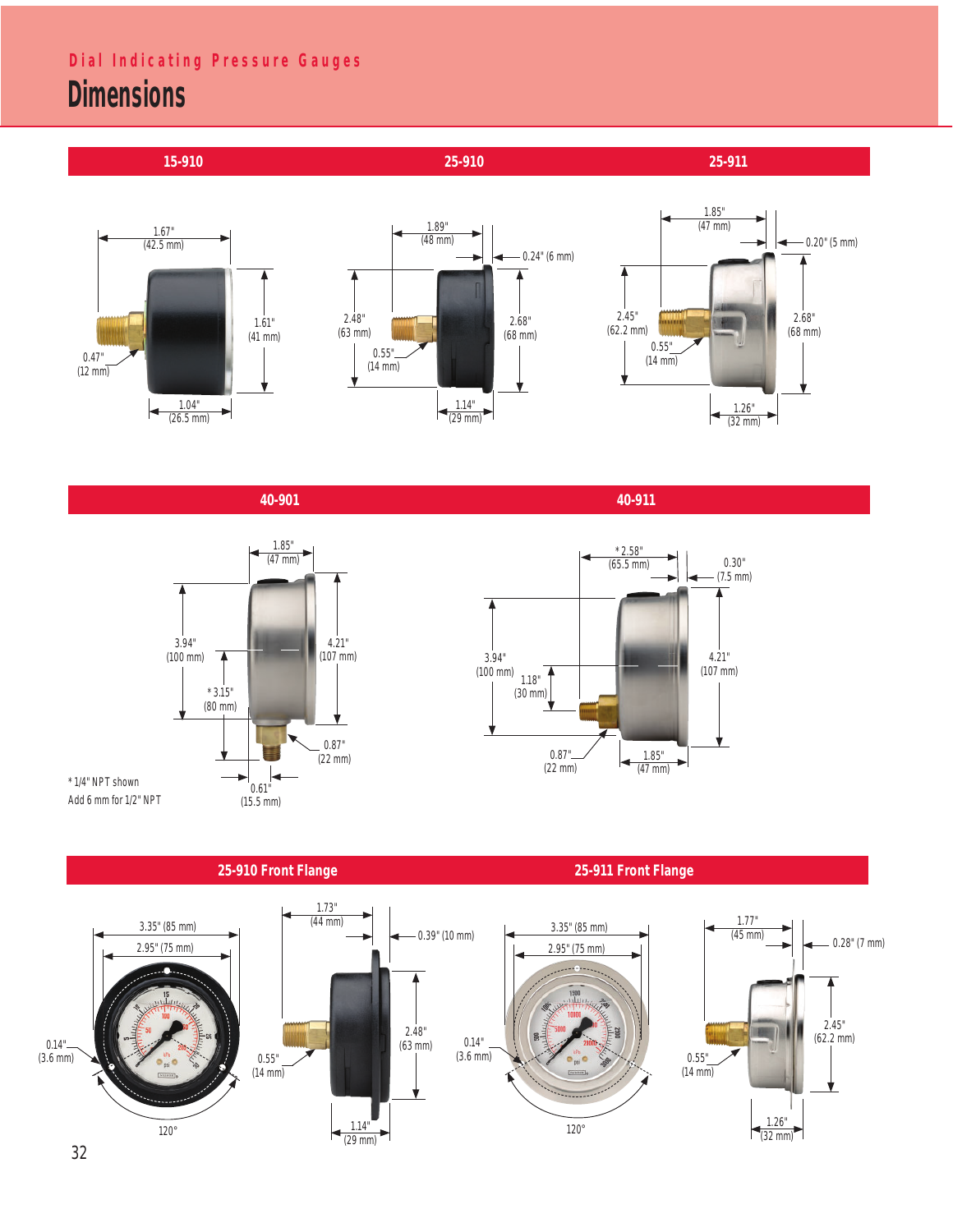Dial Indicating Pressure Gauges

# Dimensions

## 15-910

1.67" (42.5 mm)

1.61" (41 mm)

0.47" (12 mm)

1.04" (26.5 mm)

## 25-910

1.89" (48 mm)

0.24" (6 mm)

2.48" (63 mm)

2.68" (68 mm)

0.55" (14 mm)

1.14" (29 mm)

## 25-911

1.85" (47 mm)

0.20" (5 mm)

2.45" (62.2 mm)

2.68" (68 mm)

0.55" (14 mm)

1.26" (32 mm)

## 40-901

1.85" (47 mm)

3.94" (100 mm)

4.21" (107 mm)

*3.15" (80 mm)

0.87" (22 mm)

0.61" (15.5 mm)

*1/4" NPT shown
Add 6 mm for 1/2" NPT

## 40-911

*2.58" (65.5 mm)

0.30" (7.5 mm)

3.94" (100 mm)

1.18" (30 mm)

4.21" (107 mm)

0.87" (22 mm)

1.85" (47 mm)

## 25-910 Front Flange

3.35" (85 mm)

2.95" (75 mm)

0.14" (3.6 mm)

120°

1.73" (44 mm)

0.39" (10 mm)

2.48" (63 mm)

0.55" (14 mm)

1.14" (29 mm)

## 25-911 Front Flange

3.35" (85 mm)

2.95" (75 mm)

0.14" (3.6 mm)

120°

1.77" (45 mm)

0.28" (7 mm)

2.45" (62.2 mm)

0.55" (14 mm)

1.26" (32 mm)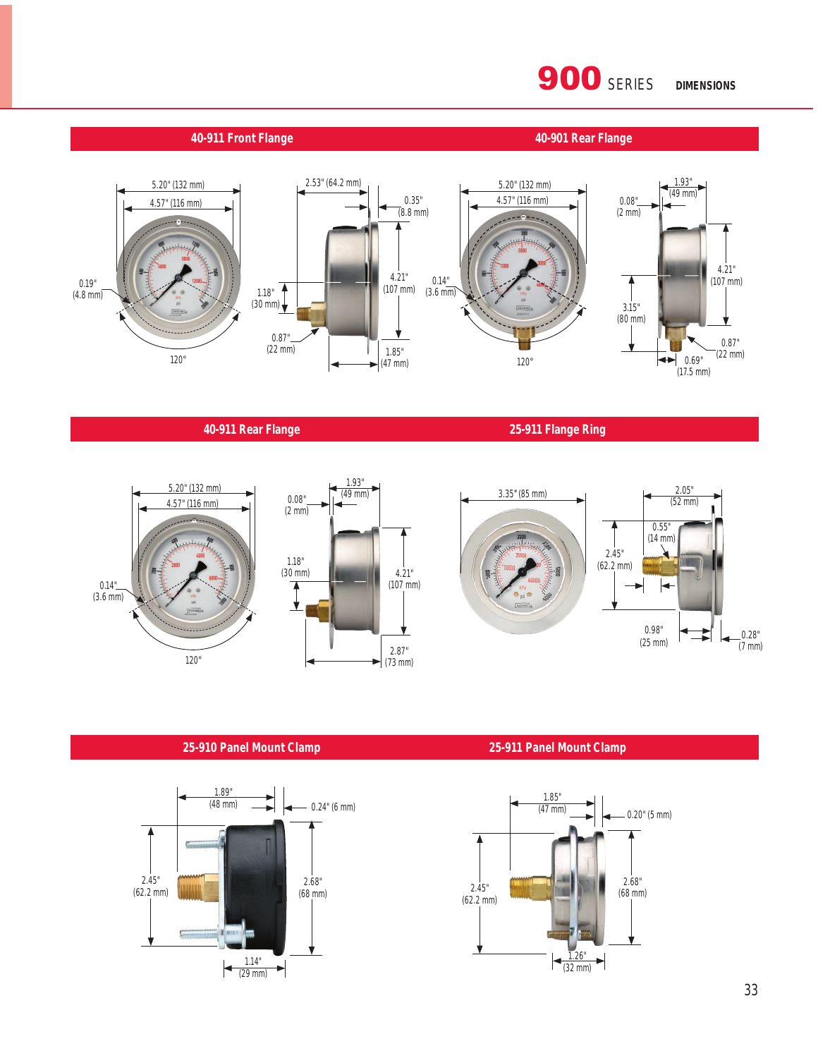# 900 SERIES DIMENSIONS

## 40-911 Front Flange

5.20" (132 mm)
4.57" (116 mm)
0.19" (4.8 mm)
120°
2.53" (64.2 mm)
0.35" (8.8 mm)
4.21" (107 mm)
1.18" (30 mm)
0.87" (22 mm)
1.85" (47 mm)

## 40-901 Rear Flange

5.20" (132 mm)
4.57" (116 mm)
0.14" (3.6 mm)
120°
1.93" (49 mm)
0.08" (2 mm)
4.21" (107 mm)
3.15" (80 mm)
0.87" (22 mm)
0.69" (17.5 mm)

## 40-911 Rear Flange

5.20" (132 mm)
4.57" (116 mm)
0.14" (3.6 mm)
120°
1.93" (49 mm)
0.08" (2 mm)
1.18" (30 mm)
4.21" (107 mm)
2.87" (73 mm)

## 25-911 Flange Ring

3.35" (85 mm)
2.05" (52 mm)
0.55" (14 mm)
2.45" (62.2 mm)
0.98" (25 mm)
0.28" (7 mm)

## 25-910 Panel Mount Clamp

1.89" (48 mm)
0.24" (6 mm)
2.45" (62.2 mm)
2.68" (68 mm)
1.14" (29 mm)

## 25-911 Panel Mount Clamp

1.85" (47 mm)
0.20" (5 mm)
2.45" (62.2 mm)
2.68" (68 mm)
1.26" (32 mm)